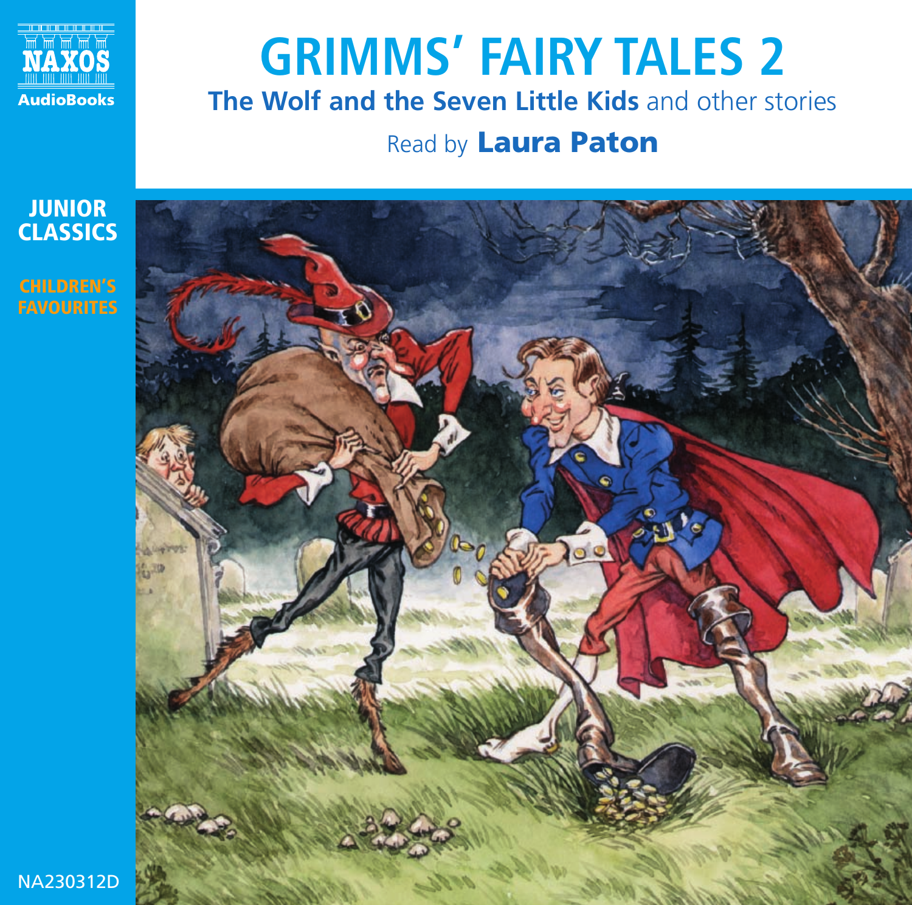NAXOS AudioBooks

# GRIMMS' FAIRY TALES 2

## **The Wolf and the Seven Little Kids** and other stories

Read by **Laura Paton**

JUNIOR CLASSICS

CHILDREN'S FAVOURITES

NA230312D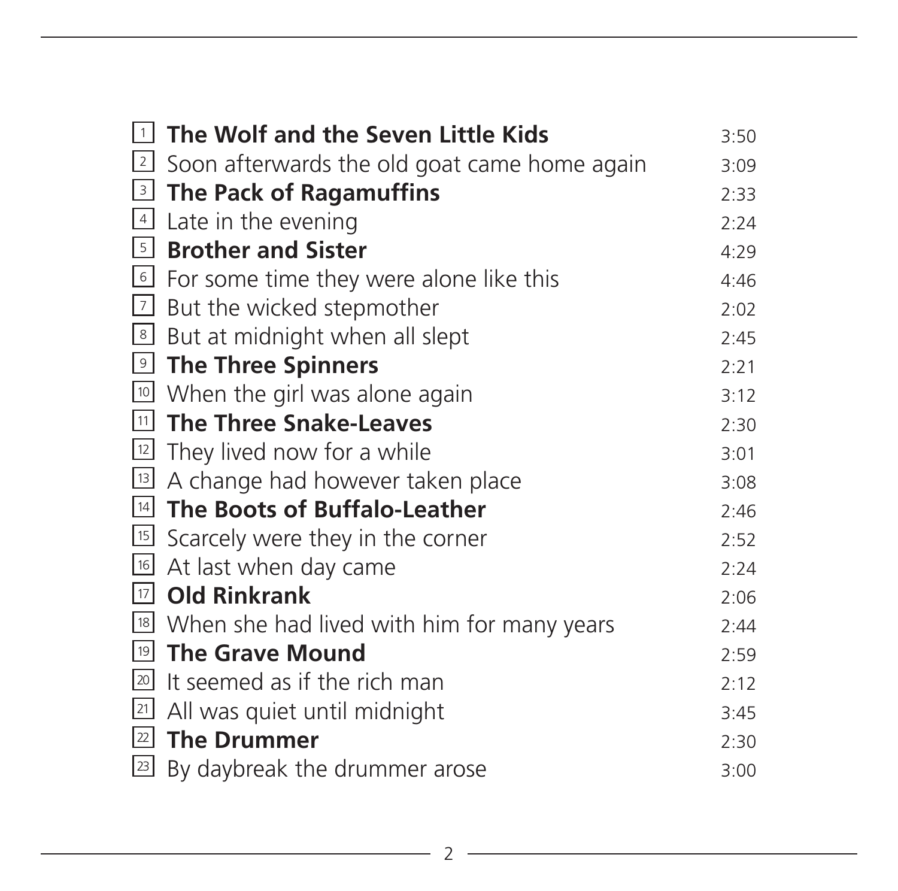| | | |
|---|---|---|
| 1 | **The Wolf and the Seven Little Kids** | 3:50 |
| 2 | Soon afterwards the old goat came home again | 3:09 |
| 3 | **The Pack of Ragamuffins** | 2:33 |
| 4 | Late in the evening | 2:24 |
| 5 | **Brother and Sister** | 4:29 |
| 6 | For some time they were alone like this | 4:46 |
| 7 | But the wicked stepmother | 2:02 |
| 8 | But at midnight when all slept | 2:45 |
| 9 | **The Three Spinners** | 2:21 |
| 10 | When the girl was alone again | 3:12 |
| 11 | **The Three Snake-Leaves** | 2:30 |
| 12 | They lived now for a while | 3:01 |
| 13 | A change had however taken place | 3:08 |
| 14 | **The Boots of Buffalo-Leather** | 2:46 |
| 15 | Scarcely were they in the corner | 2:52 |
| 16 | At last when day came | 2:24 |
| 17 | **Old Rinkrank** | 2:06 |
| 18 | When she had lived with him for many years | 2:44 |
| 19 | **The Grave Mound** | 2:59 |
| 20 | It seemed as if the rich man | 2:12 |
| 21 | All was quiet until midnight | 3:45 |
| 22 | **The Drummer** | 2:30 |
| 23 | By daybreak the drummer arose | 3:00 |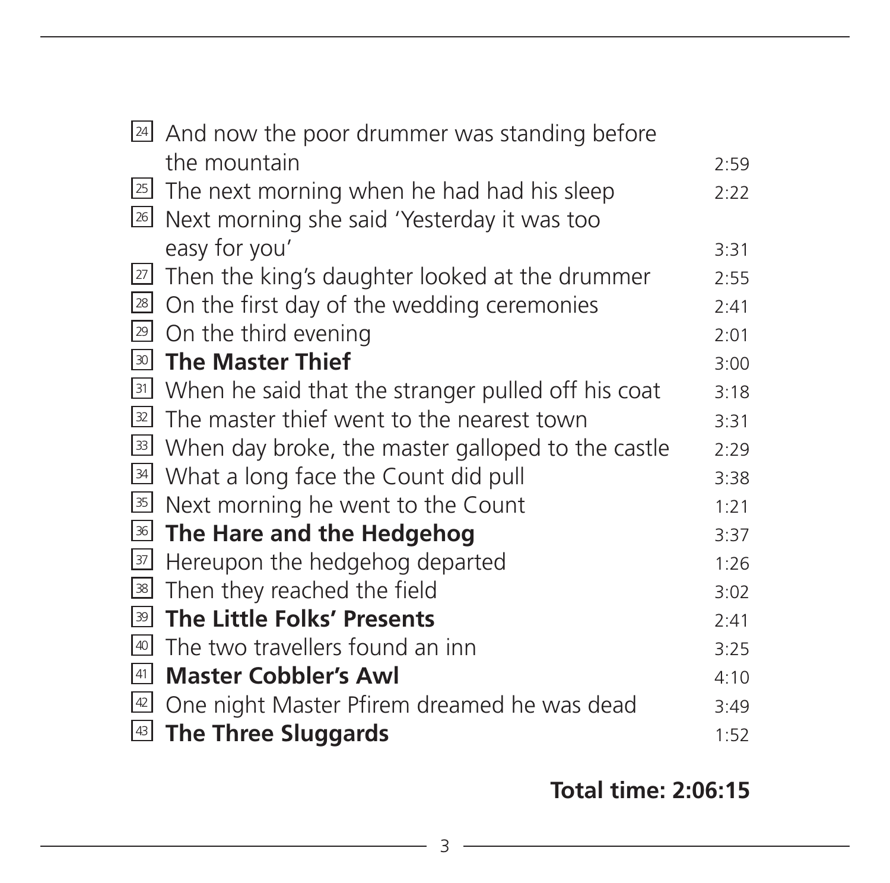| | | |
|---|---|---|
| 24 | And now the poor drummer was standing before the mountain | 2:59 |
| 25 | The next morning when he had had his sleep | 2:22 |
| 26 | Next morning she said 'Yesterday it was too easy for you' | 3:31 |
| 27 | Then the king's daughter looked at the drummer | 2:55 |
| 28 | On the first day of the wedding ceremonies | 2:41 |
| 29 | On the third evening | 2:01 |
| 30 | **The Master Thief** | 3:00 |
| 31 | When he said that the stranger pulled off his coat | 3:18 |
| 32 | The master thief went to the nearest town | 3:31 |
| 33 | When day broke, the master galloped to the castle | 2:29 |
| 34 | What a long face the Count did pull | 3:38 |
| 35 | Next morning he went to the Count | 1:21 |
| 36 | **The Hare and the Hedgehog** | 3:37 |
| 37 | Hereupon the hedgehog departed | 1:26 |
| 38 | Then they reached the field | 3:02 |
| 39 | **The Little Folks' Presents** | 2:41 |
| 40 | The two travellers found an inn | 3:25 |
| 41 | **Master Cobbler's Awl** | 4:10 |
| 42 | One night Master Pfirem dreamed he was dead | 3:49 |
| 43 | **The Three Sluggards** | 1:52 |

**Total time: 2:06:15**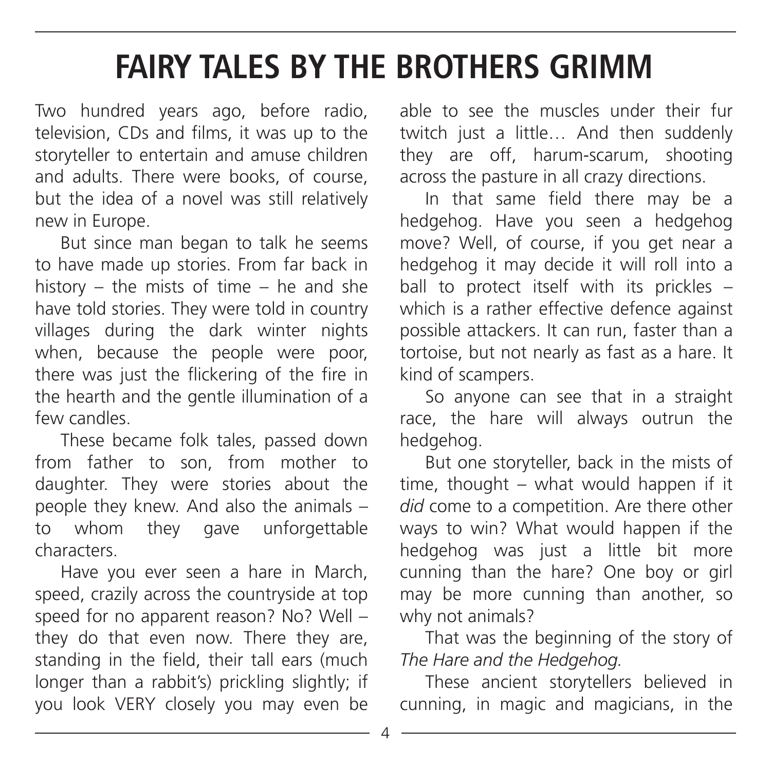# FAIRY TALES BY THE BROTHERS GRIMM

Two hundred years ago, before radio, television, CDs and films, it was up to the storyteller to entertain and amuse children and adults. There were books, of course, but the idea of a novel was still relatively new in Europe.

But since man began to talk he seems to have made up stories. From far back in history – the mists of time – he and she have told stories. They were told in country villages during the dark winter nights when, because the people were poor, there was just the flickering of the fire in the hearth and the gentle illumination of a few candles.

These became folk tales, passed down from father to son, from mother to daughter. They were stories about the people they knew. And also the animals – to whom they gave unforgettable characters.

Have you ever seen a hare in March, speed, crazily across the countryside at top speed for no apparent reason? No? Well – they do that even now. There they are, standing in the field, their tall ears (much longer than a rabbit's) prickling slightly; if you look VERY closely you may even be able to see the muscles under their fur twitch just a little… And then suddenly they are off, harum-scarum, shooting across the pasture in all crazy directions.

In that same field there may be a hedgehog. Have you seen a hedgehog move? Well, of course, if you get near a hedgehog it may decide it will roll into a ball to protect itself with its prickles – which is a rather effective defence against possible attackers. It can run, faster than a tortoise, but not nearly as fast as a hare. It kind of scampers.

So anyone can see that in a straight race, the hare will always outrun the hedgehog.

But one storyteller, back in the mists of time, thought – what would happen if it *did* come to a competition. Are there other ways to win? What would happen if the hedgehog was just a little bit more cunning than the hare? One boy or girl may be more cunning than another, so why not animals?

That was the beginning of the story of *The Hare and the Hedgehog.*

These ancient storytellers believed in cunning, in magic and magicians, in the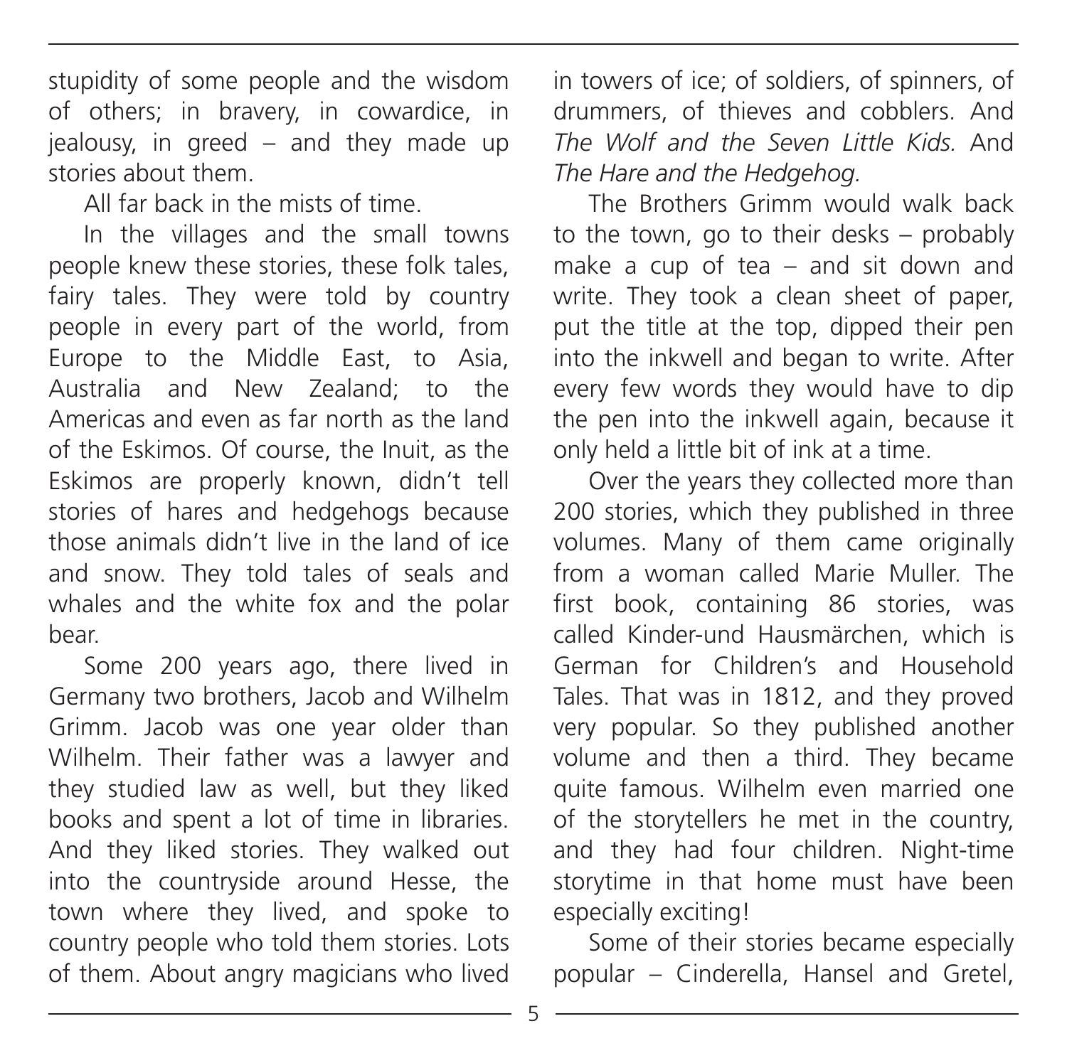stupidity of some people and the wisdom of others; in bravery, in cowardice, in jealousy, in greed – and they made up stories about them.

All far back in the mists of time.

In the villages and the small towns people knew these stories, these folk tales, fairy tales. They were told by country people in every part of the world, from Europe to the Middle East, to Asia, Australia and New Zealand; to the Americas and even as far north as the land of the Eskimos. Of course, the Inuit, as the Eskimos are properly known, didn't tell stories of hares and hedgehogs because those animals didn't live in the land of ice and snow. They told tales of seals and whales and the white fox and the polar bear.

Some 200 years ago, there lived in Germany two brothers, Jacob and Wilhelm Grimm. Jacob was one year older than Wilhelm. Their father was a lawyer and they studied law as well, but they liked books and spent a lot of time in libraries. And they liked stories. They walked out into the countryside around Hesse, the town where they lived, and spoke to country people who told them stories. Lots of them. About angry magicians who lived in towers of ice; of soldiers, of spinners, of drummers, of thieves and cobblers. And *The Wolf and the Seven Little Kids.* And *The Hare and the Hedgehog.*

The Brothers Grimm would walk back to the town, go to their desks – probably make a cup of tea – and sit down and write. They took a clean sheet of paper, put the title at the top, dipped their pen into the inkwell and began to write. After every few words they would have to dip the pen into the inkwell again, because it only held a little bit of ink at a time.

Over the years they collected more than 200 stories, which they published in three volumes. Many of them came originally from a woman called Marie Muller. The first book, containing 86 stories, was called Kinder-und Hausmärchen, which is German for Children's and Household Tales. That was in 1812, and they proved very popular. So they published another volume and then a third. They became quite famous. Wilhelm even married one of the storytellers he met in the country, and they had four children. Night-time storytime in that home must have been especially exciting!

Some of their stories became especially popular – Cinderella, Hansel and Gretel,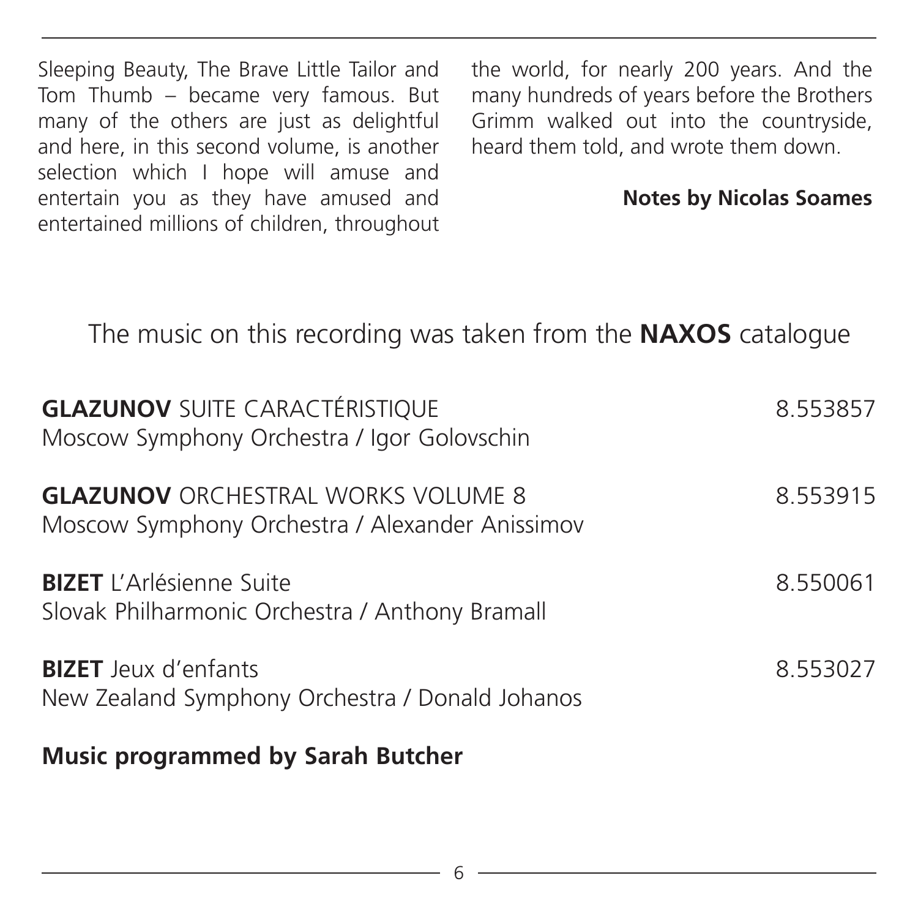Sleeping Beauty, The Brave Little Tailor and Tom Thumb – became very famous. But many of the others are just as delightful and here, in this second volume, is another selection which I hope will amuse and entertain you as they have amused and entertained millions of children, throughout the world, for nearly 200 years. And the many hundreds of years before the Brothers Grimm walked out into the countryside, heard them told, and wrote them down.

**Notes by Nicolas Soames**

The music on this recording was taken from the **NAXOS** catalogue

**GLAZUNOV** SUITE CARACTÉRISTIQUE — 8.553857
Moscow Symphony Orchestra / Igor Golovschin

**GLAZUNOV** ORCHESTRAL WORKS VOLUME 8 — 8.553915
Moscow Symphony Orchestra / Alexander Anissimov

**BIZET** L'Arlésienne Suite — 8.550061
Slovak Philharmonic Orchestra / Anthony Bramall

**BIZET** Jeux d'enfants — 8.553027
New Zealand Symphony Orchestra / Donald Johanos

**Music programmed by Sarah Butcher**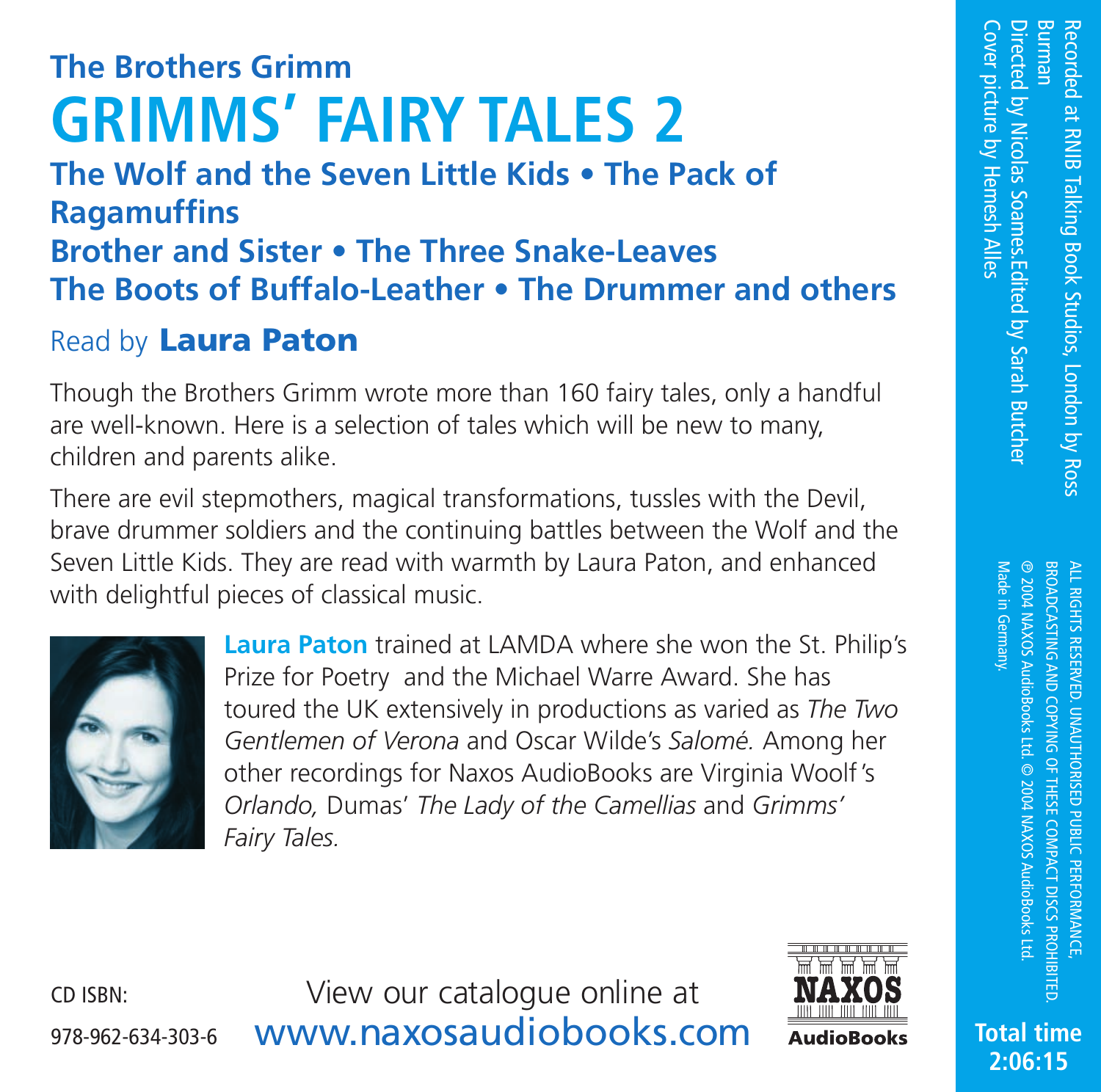## The Brothers Grimm

# GRIMMS' FAIRY TALES 2

### The Wolf and the Seven Little Kids • The Pack of Ragamuffins
### Brother and Sister • The Three Snake-Leaves
### The Boots of Buffalo-Leather • The Drummer and others

Read by **Laura Paton**

Though the Brothers Grimm wrote more than 160 fairy tales, only a handful are well-known. Here is a selection of tales which will be new to many, children and parents alike.

There are evil stepmothers, magical transformations, tussles with the Devil, brave drummer soldiers and the continuing battles between the Wolf and the Seven Little Kids. They are read with warmth by Laura Paton, and enhanced with delightful pieces of classical music.

**Laura Paton** trained at LAMDA where she won the St. Philip's Prize for Poetry and the Michael Warre Award. She has toured the UK extensively in productions as varied as *The Two Gentlemen of Verona* and Oscar Wilde's *Salomé.* Among her other recordings for Naxos AudioBooks are Virginia Woolf's *Orlando,* Dumas' *The Lady of the Camellias* and *Grimms' Fairy Tales.*

CD ISBN:
978-962-634-303-6

View our catalogue online at
www.naxosaudiobooks.com

NAXOS AudioBooks

Recorded at RNIB Talking Book Studios, London by Ross Burman
Directed by Nicolas Soames.Edited by Sarah Butcher
Cover picture by Hemesh Alles

ALL RIGHTS RESERVED. UNAUTHORISED PUBLIC PERFORMANCE, BROADCASTING AND COPYING OF THESE COMPACT DISCS PROHIBITED.
℗ 2004 NAXOS AudioBooks Ltd. © 2004 NAXOS AudioBooks Ltd.
Made in Germany.

**Total time 2:06:15**